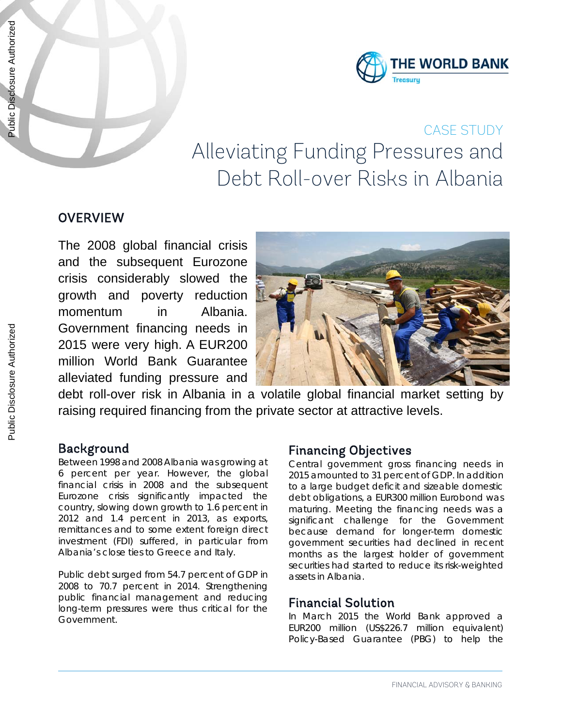CASE STUDY

# Alleviating Funding Pressures and Debt Roll-over Risks in Albania

## OVERVIEW

The 2008 global financial crisis and the subsequent Eurozone crisis considerably slowed the growth and poverty reduction momentum in Albania. Government financing needs in 2015 were very high. A EUR200 million World Bank Guarantee alleviated funding pressure and debt roll-over risk in Albania in a volatile global financial market setting by raising required financing from the private sector at attractive levels.

## Background

Between 1998 and 2008 Albania was growing at 6 percent per year. However, the global financial crisis in 2008 and the subsequent Eurozone crisis significantly impacted the country, slowing down growth to 1.6 percent in 2012 and 1.4 percent in 2013, as exports, remittances and to some extent foreign direct investment (FDI) suffered, in particular from Albania's close ties to Greece and Italy.

Public debt surged from 54.7 percent of GDP in 2008 to 70.7 percent in 2014. Strengthening public financial management and reducing long-term pressures were thus critical for the Government.

## Financing Objectives

Central government gross financing needs in 2015 amounted to 31 percent of GDP. In addition to a large budget deficit and sizeable domestic debt obligations, a EUR300 million Eurobond was maturing. Meeting the financing needs was a significant challenge for the Government because demand for longer-term domestic government securities had declined in recent months as the largest holder of government securities had started to reduce its risk-weighted assets in Albania.

## Financial Solution

In March 2015 the World Bank approved a EUR200 million (US$226.7 million equivalent) Policy-Based Guarantee (PBG) to help the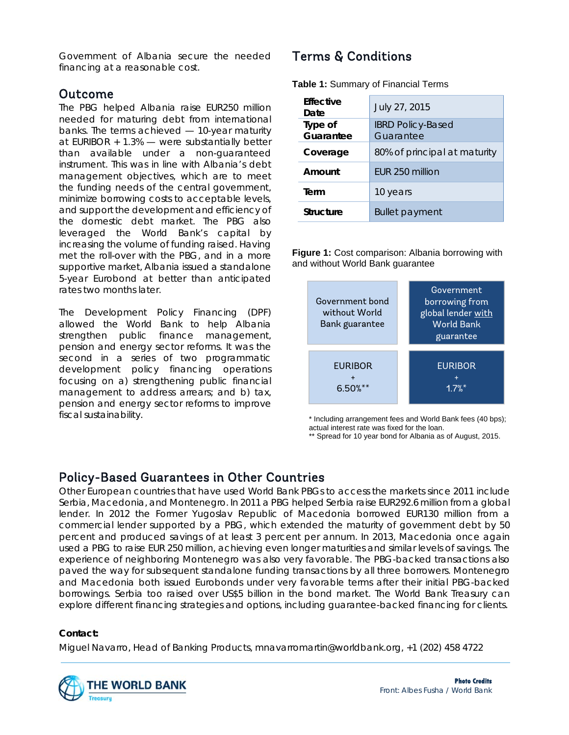Government of Albania secure the needed financing at a reasonable cost.

## Outcome

The PBG helped Albania raise EUR250 million needed for maturing debt from international banks. The terms achieved — 10-year maturity at EURIBOR + 1.3% — were substantially better than available under a non-guaranteed instrument. This was in line with Albania's debt management objectives, which are to meet the funding needs of the central government, minimize borrowing costs to acceptable levels, and support the development and efficiency of the domestic debt market. The PBG also leveraged the World Bank's capital by increasing the volume of funding raised. Having met the roll-over with the PBG, and in a more supportive market, Albania issued a standalone 5-year Eurobond at better than anticipated rates two months later.

The Development Policy Financing (DPF) allowed the World Bank to help Albania strengthen public finance management, pension and energy sector reforms. It was the second in a series of two programmatic development policy financing operations focusing on a) strengthening public financial management to address arrears; and b) tax, pension and energy sector reforms to improve fiscal sustainability.

## Terms & Conditions

**Table 1:** Summary of Financial Terms

| | |
|---|---|
| **Effective Date** | July 27, 2015 |
| **Type of Guarantee** | IBRD Policy-Based Guarantee |
| **Coverage** | 80% of principal at maturity |
| **Amount** | EUR 250 million |
| **Term** | 10 years |
| **Structure** | Bullet payment |

**Figure 1:** Cost comparison: Albania borrowing with and without World Bank guarantee

Government bond without World Bank guarantee

EURIBOR + 6.50%**

Government borrowing from global lender with World Bank guarantee

EURIBOR + 1.7%*

\* Including arrangement fees and World Bank fees (40 bps); actual interest rate was fixed for the loan.
\*\* Spread for 10 year bond for Albania as of August, 2015.

## Policy-Based Guarantees in Other Countries

Other European countries that have used World Bank PBGs to access the markets since 2011 include Serbia, Macedonia, and Montenegro. In 2011 a PBG helped Serbia raise EUR292.6 million from a global lender. In 2012 the Former Yugoslav Republic of Macedonia borrowed EUR130 million from a commercial lender supported by a PBG, which extended the maturity of government debt by 50 percent and produced savings of at least 3 percent per annum. In 2013, Macedonia once again used a PBG to raise EUR 250 million, achieving even longer maturities and similar levels of savings. The experience of neighboring Montenegro was also very favorable. The PBG-backed transactions also paved the way for subsequent standalone funding transactions by all three borrowers. Montenegro and Macedonia both issued Eurobonds under very favorable terms after their initial PBG-backed borrowings. Serbia too raised over US$5 billion in the bond market. The World Bank Treasury can explore different financing strategies and options, including guarantee-backed financing for clients.

**Contact:**

Miguel Navarro, Head of Banking Products, mnavarromartin@worldbank.org, +1 (202) 458 4722

THE WORLD BANK Treasury

**Photo Credits**
Front: Albes Fusha / World Bank